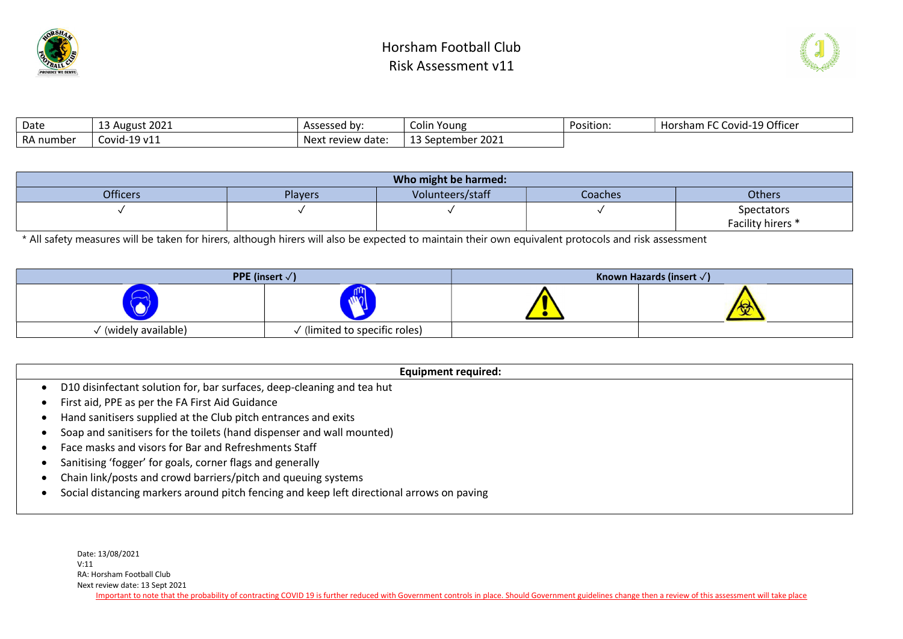# Horsham Football Club
## Risk Assessment v11

| Date | 13 August 2021 | Assessed by: | Colin Young | Position: | Horsham FC Covid-19 Officer |
|---|---|---|---|---|---|
| RA number | Covid-19 v11 | Next review date: | 13 September 2021 | | |

| **Who might be harmed:** | | | | |
|---|---|---|---|---|
| Officers | Players | Volunteers/staff | Coaches | Others |
| ✓ | ✓ | ✓ | ✓ | Spectators<br>Facility hirers * |

* All safety measures will be taken for hirers, although hirers will also be expected to maintain their own equivalent protocols and risk assessment

| **PPE (insert ✓)** | | **Known Hazards (insert ✓)** | |
|---|---|---|---|
| ✓ (widely available) | ✓ (limited to specific roles) | | |

**Equipment required:**

- D10 disinfectant solution for, bar surfaces, deep-cleaning and tea hut
- First aid, PPE as per the FA First Aid Guidance
- Hand sanitisers supplied at the Club pitch entrances and exits
- Soap and sanitisers for the toilets (hand dispenser and wall mounted)
- Face masks and visors for Bar and Refreshments Staff
- Sanitising 'fogger' for goals, corner flags and generally
- Chain link/posts and crowd barriers/pitch and queuing systems
- Social distancing markers around pitch fencing and keep left directional arrows on paving

Date: 13/08/2021
V:11
RA: Horsham Football Club
Next review date: 13 Sept 2021

Important to note that the probability of contracting COVID 19 is further reduced with Government controls in place. Should Government guidelines change then a review of this assessment will take place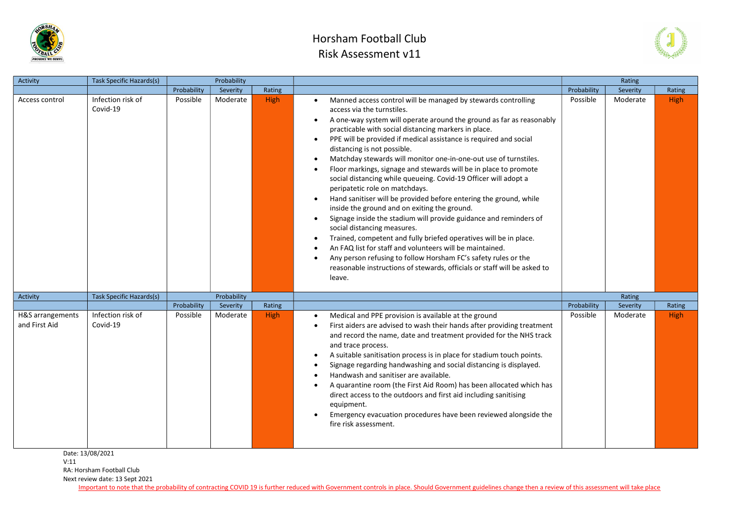# Horsham Football Club
## Risk Assessment v11

| Activity | Task Specific Hazards(s) | Probability | | | | Rating | | |
|---|---|---|---|---|---|---|---|---|
| | | Probability | Severity | Rating | | Probability | Severity | Rating |
| Access control | Infection risk of Covid-19 | Possible | Moderate | High | • Manned access control will be managed by stewards controlling access via the turnstiles.<br>• A one-way system will operate around the ground as far as reasonably practicable with social distancing markers in place.<br>• PPE will be provided if medical assistance is required and social distancing is not possible.<br>• Matchday stewards will monitor one-in-one-out use of turnstiles.<br>• Floor markings, signage and stewards will be in place to promote social distancing while queueing. Covid-19 Officer will adopt a peripatetic role on matchdays.<br>• Hand sanitiser will be provided before entering the ground, while inside the ground and on exiting the ground.<br>• Signage inside the stadium will provide guidance and reminders of social distancing measures.<br>• Trained, competent and fully briefed operatives will be in place.<br>• An FAQ list for staff and volunteers will be maintained.<br>• Any person refusing to follow Horsham FC's safety rules or the reasonable instructions of stewards, officials or staff will be asked to leave. | Possible | Moderate | High |

| Activity | Task Specific Hazards(s) | Probability | | | | Rating | | |
|---|---|---|---|---|---|---|---|---|
| | | Probability | Severity | Rating | | Probability | Severity | Rating |
| H&S arrangements and First Aid | Infection risk of Covid-19 | Possible | Moderate | High | • Medical and PPE provision is available at the ground<br>• First aiders are advised to wash their hands after providing treatment and record the name, date and treatment provided for the NHS track and trace process.<br>• A suitable sanitisation process is in place for stadium touch points.<br>• Signage regarding handwashing and social distancing is displayed.<br>• Handwash and sanitiser are available.<br>• A quarantine room (the First Aid Room) has been allocated which has direct access to the outdoors and first aid including sanitising equipment.<br>• Emergency evacuation procedures have been reviewed alongside the fire risk assessment. | Possible | Moderate | High |

Date: 13/08/2021
V:11
RA: Horsham Football Club
Next review date: 13 Sept 2021

Important to note that the probability of contracting COVID 19 is further reduced with Government controls in place. Should Government guidelines change then a review of this assessment will take place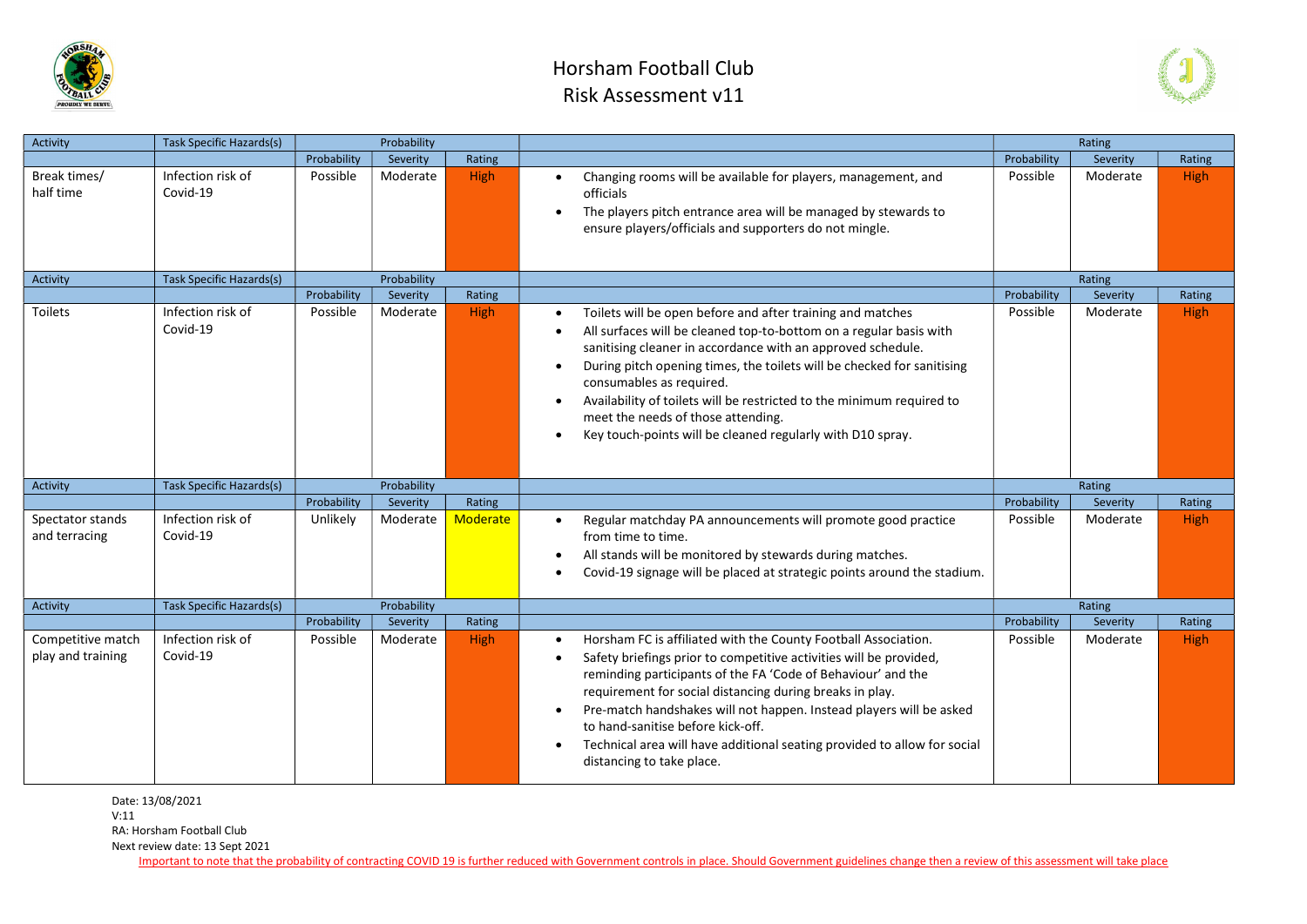# Horsham Football Club
# Risk Assessment v11

| Activity | Task Specific Hazards(s) | Probability | | | | Rating | | |
|---|---|---|---|---|---|---|---|---|
| | | Probability | Severity | Rating | | Probability | Severity | Rating |
| Break times/ half time | Infection risk of Covid-19 | Possible | Moderate | High | • Changing rooms will be available for players, management, and officials<br>• The players pitch entrance area will be managed by stewards to ensure players/officials and supporters do not mingle. | Possible | Moderate | High |
| **Activity** | **Task Specific Hazards(s)** | **Probability** | | | | **Rating** | | |
| | | Probability | Severity | Rating | | Probability | Severity | Rating |
| Toilets | Infection risk of Covid-19 | Possible | Moderate | High | • Toilets will be open before and after training and matches<br>• All surfaces will be cleaned top-to-bottom on a regular basis with sanitising cleaner in accordance with an approved schedule.<br>• During pitch opening times, the toilets will be checked for sanitising consumables as required.<br>• Availability of toilets will be restricted to the minimum required to meet the needs of those attending.<br>• Key touch-points will be cleaned regularly with D10 spray. | Possible | Moderate | High |
| **Activity** | **Task Specific Hazards(s)** | **Probability** | | | | **Rating** | | |
| | | Probability | Severity | Rating | | Probability | Severity | Rating |
| Spectator stands and terracing | Infection risk of Covid-19 | Unlikely | Moderate | Moderate | • Regular matchday PA announcements will promote good practice from time to time.<br>• All stands will be monitored by stewards during matches.<br>• Covid-19 signage will be placed at strategic points around the stadium. | Possible | Moderate | High |
| **Activity** | **Task Specific Hazards(s)** | **Probability** | | | | **Rating** | | |
| | | Probability | Severity | Rating | | Probability | Severity | Rating |
| Competitive match play and training | Infection risk of Covid-19 | Possible | Moderate | High | • Horsham FC is affiliated with the County Football Association.<br>• Safety briefings prior to competitive activities will be provided, reminding participants of the FA 'Code of Behaviour' and the requirement for social distancing during breaks in play.<br>• Pre-match handshakes will not happen. Instead players will be asked to hand-sanitise before kick-off.<br>• Technical area will have additional seating provided to allow for social distancing to take place. | Possible | Moderate | High |

Date: 13/08/2021
V:11
RA: Horsham Football Club
Next review date: 13 Sept 2021

Important to note that the probability of contracting COVID 19 is further reduced with Government controls in place. Should Government guidelines change then a review of this assessment will take place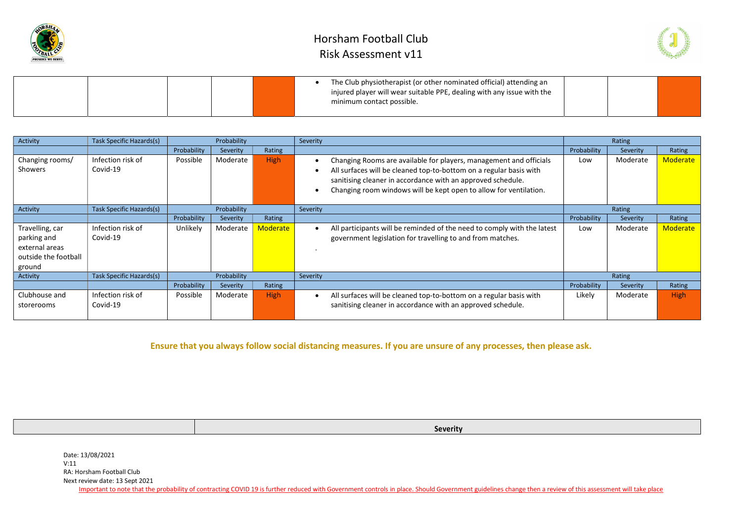# Horsham Football Club
# Risk Assessment v11

| | | | | | | | | |
|---|---|---|---|---|---|---|---|---|
| | | | | | • The Club physiotherapist (or other nominated official) attending an injured player will wear suitable PPE, dealing with any issue with the minimum contact possible. | | | |

| Activity | Task Specific Hazards(s) | Probability | | | Severity | Rating | | |
|---|---|---|---|---|---|---|---|---|
| | | Probability | Severity | Rating | | Probability | Severity | Rating |
| Changing rooms/ Showers | Infection risk of Covid-19 | Possible | Moderate | High | • Changing Rooms are available for players, management and officials<br>• All surfaces will be cleaned top-to-bottom on a regular basis with sanitising cleaner in accordance with an approved schedule.<br>• Changing room windows will be kept open to allow for ventilation. | Low | Moderate | Moderate |
| Activity | Task Specific Hazards(s) | Probability | | | Severity | Rating | | |
| | | Probability | Severity | Rating | | Probability | Severity | Rating |
| Travelling, car parking and external areas outside the football ground | Infection risk of Covid-19 | Unlikely | Moderate | Moderate | • All participants will be reminded of the need to comply with the latest government legislation for travelling to and from matches.<br>. | Low | Moderate | Moderate |
| Activity | Task Specific Hazards(s) | Probability | | | Severity | Rating | | |
| | | Probability | Severity | Rating | | Probability | Severity | Rating |
| Clubhouse and storerooms | Infection risk of Covid-19 | Possible | Moderate | High | • All surfaces will be cleaned top-to-bottom on a regular basis with sanitising cleaner in accordance with an approved schedule. | Likely | Moderate | High |

**Ensure that you always follow social distancing measures. If you are unsure of any processes, then please ask.**

| | Severity |
|---|---|

Date: 13/08/2021
V:11
RA: Horsham Football Club
Next review date: 13 Sept 2021

Important to note that the probability of contracting COVID 19 is further reduced with Government controls in place. Should Government guidelines change then a review of this assessment will take place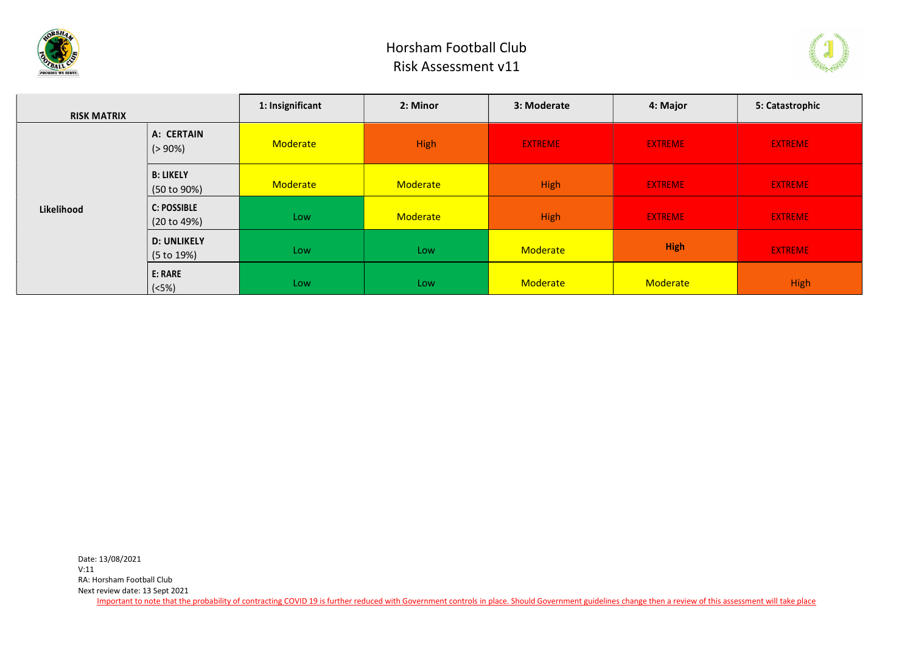Horsham Football Club
Risk Assessment v11

| RISK MATRIX | | 1: Insignificant | 2: Minor | 3: Moderate | 4: Major | 5: Catastrophic |
|---|---|---|---|---|---|---|
| Likelihood | **A: CERTAIN** (> 90%) | Moderate | High | EXTREME | EXTREME | EXTREME |
| | **B: LIKELY** (50 to 90%) | Moderate | Moderate | High | EXTREME | EXTREME |
| | **C: POSSIBLE** (20 to 49%) | Low | Moderate | High | EXTREME | EXTREME |
| | **D: UNLIKELY** (5 to 19%) | Low | Low | Moderate | **High** | EXTREME |
| | **E: RARE** (<5%) | Low | Low | Moderate | Moderate | High |

Date: 13/08/2021
V:11
RA: Horsham Football Club
Next review date: 13 Sept 2021

Important to note that the probability of contracting COVID 19 is further reduced with Government controls in place. Should Government guidelines change then a review of this assessment will take place